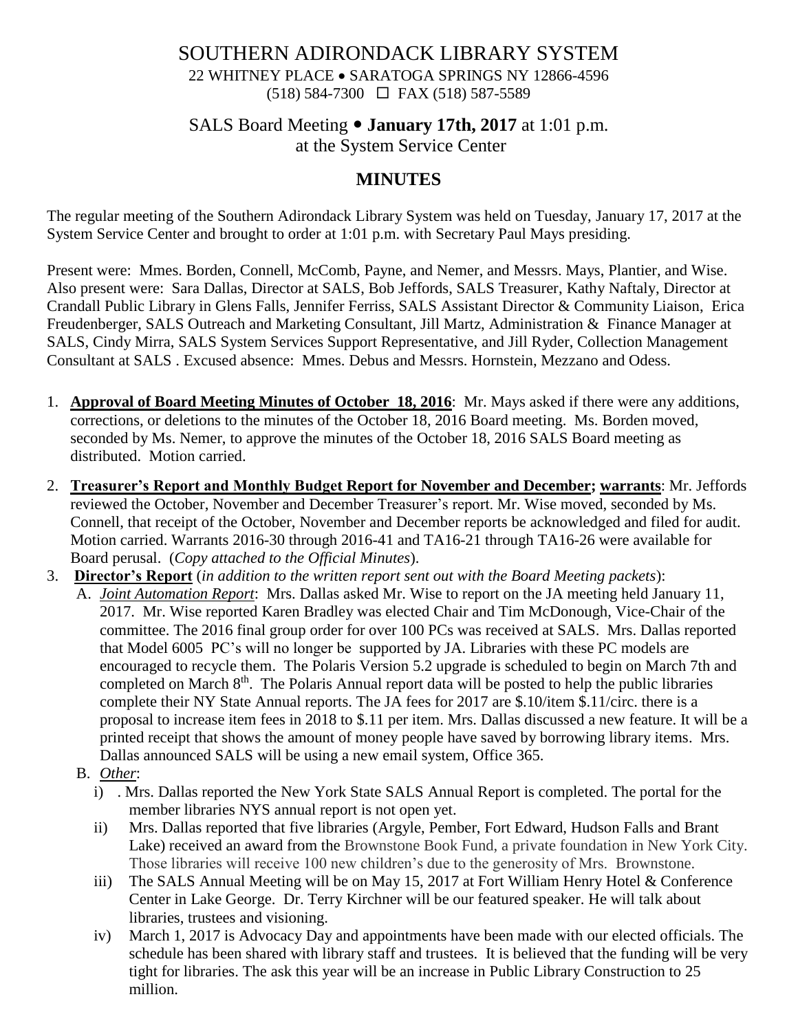# SOUTHERN ADIRONDACK LIBRARY SYSTEM

22 WHITNEY PLACE • SARATOGA SPRINGS NY 12866-4596
(518) 584-7300 ☐ FAX (518) 587-5589

## SALS Board Meeting • **January 17th, 2017** at 1:01 p.m.
at the System Service Center

## **MINUTES**

The regular meeting of the Southern Adirondack Library System was held on Tuesday, January 17, 2017 at the System Service Center and brought to order at 1:01 p.m. with Secretary Paul Mays presiding.

Present were: Mmes. Borden, Connell, McComb, Payne, and Nemer, and Messrs. Mays, Plantier, and Wise. Also present were: Sara Dallas, Director at SALS, Bob Jeffords, SALS Treasurer, Kathy Naftaly, Director at Crandall Public Library in Glens Falls, Jennifer Ferriss, SALS Assistant Director & Community Liaison, Erica Freudenberger, SALS Outreach and Marketing Consultant, Jill Martz, Administration & Finance Manager at SALS, Cindy Mirra, SALS System Services Support Representative, and Jill Ryder, Collection Management Consultant at SALS . Excused absence: Mmes. Debus and Messrs. Hornstein, Mezzano and Odess.

1. **Approval of Board Meeting Minutes of October 18, 2016**: Mr. Mays asked if there were any additions, corrections, or deletions to the minutes of the October 18, 2016 Board meeting. Ms. Borden moved, seconded by Ms. Nemer, to approve the minutes of the October 18, 2016 SALS Board meeting as distributed. Motion carried.

2. **Treasurer's Report and Monthly Budget Report for November and December; warrants**: Mr. Jeffords reviewed the October, November and December Treasurer's report. Mr. Wise moved, seconded by Ms. Connell, that receipt of the October, November and December reports be acknowledged and filed for audit. Motion carried. Warrants 2016-30 through 2016-41 and TA16-21 through TA16-26 were available for Board perusal. (*Copy attached to the Official Minutes*).

3. **Director's Report** (*in addition to the written report sent out with the Board Meeting packets*):

   A. *Joint Automation Report*: Mrs. Dallas asked Mr. Wise to report on the JA meeting held January 11, 2017. Mr. Wise reported Karen Bradley was elected Chair and Tim McDonough, Vice-Chair of the committee. The 2016 final group order for over 100 PCs was received at SALS. Mrs. Dallas reported that Model 6005 PC's will no longer be supported by JA. Libraries with these PC models are encouraged to recycle them. The Polaris Version 5.2 upgrade is scheduled to begin on March 7th and completed on March 8th. The Polaris Annual report data will be posted to help the public libraries complete their NY State Annual reports. The JA fees for 2017 are $.10/item $.11/circ. there is a proposal to increase item fees in 2018 to $.11 per item. Mrs. Dallas discussed a new feature. It will be a printed receipt that shows the amount of money people have saved by borrowing library items. Mrs. Dallas announced SALS will be using a new email system, Office 365.

   B. *Other*:

      i) . Mrs. Dallas reported the New York State SALS Annual Report is completed. The portal for the member libraries NYS annual report is not open yet.

      ii) Mrs. Dallas reported that five libraries (Argyle, Pember, Fort Edward, Hudson Falls and Brant Lake) received an award from the Brownstone Book Fund, a private foundation in New York City. Those libraries will receive 100 new children's due to the generosity of Mrs. Brownstone.

      iii) The SALS Annual Meeting will be on May 15, 2017 at Fort William Henry Hotel & Conference Center in Lake George. Dr. Terry Kirchner will be our featured speaker. He will talk about libraries, trustees and visioning.

      iv) March 1, 2017 is Advocacy Day and appointments have been made with our elected officials. The schedule has been shared with library staff and trustees. It is believed that the funding will be very tight for libraries. The ask this year will be an increase in Public Library Construction to 25 million.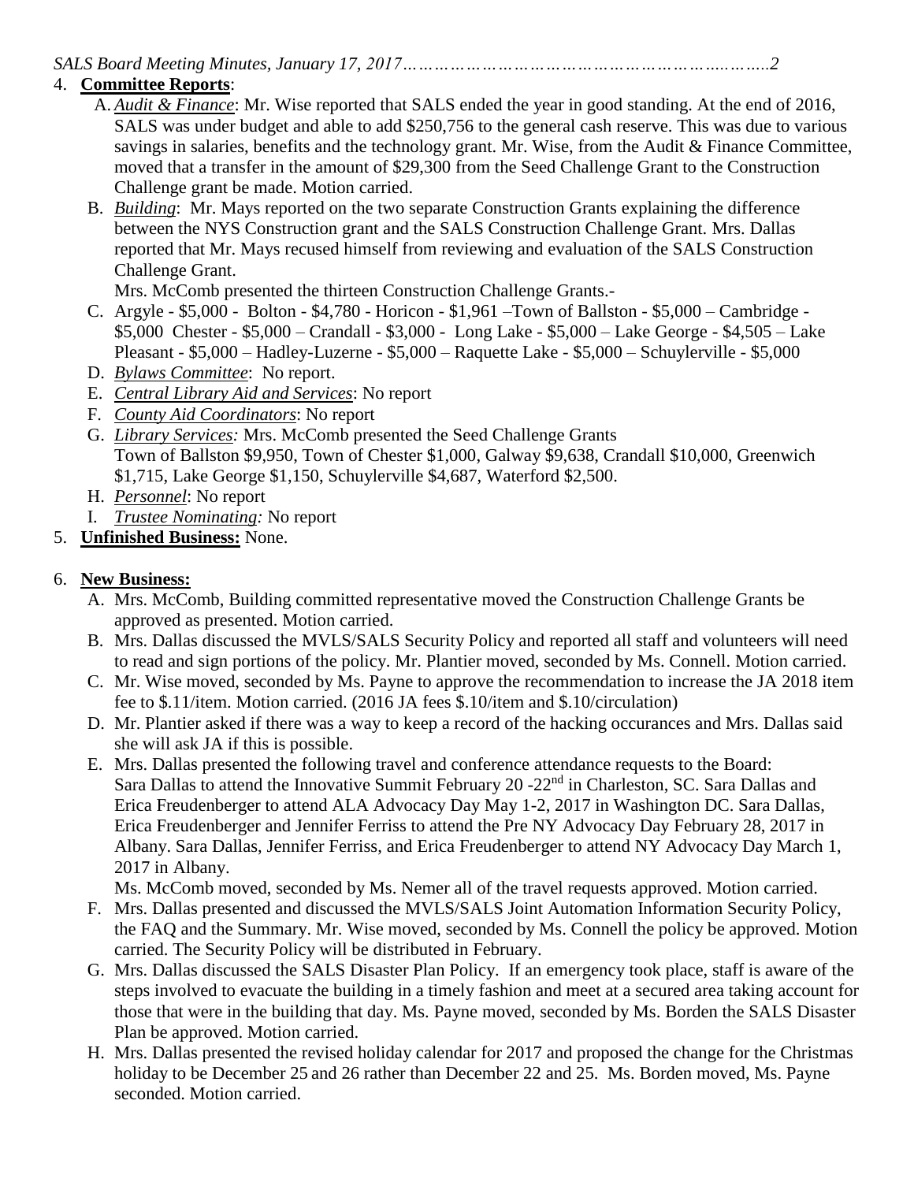4. **Committee Reports**:

   A. *Audit & Finance*: Mr. Wise reported that SALS ended the year in good standing. At the end of 2016, SALS was under budget and able to add $250,756 to the general cash reserve. This was due to various savings in salaries, benefits and the technology grant. Mr. Wise, from the Audit & Finance Committee, moved that a transfer in the amount of $29,300 from the Seed Challenge Grant to the Construction Challenge grant be made. Motion carried.

   B. *Building*: Mr. Mays reported on the two separate Construction Grants explaining the difference between the NYS Construction grant and the SALS Construction Challenge Grant. Mrs. Dallas reported that Mr. Mays recused himself from reviewing and evaluation of the SALS Construction Challenge Grant.
   Mrs. McComb presented the thirteen Construction Challenge Grants.-

   C. Argyle - $5,000 - Bolton - $4,780 - Horicon - $1,961 –Town of Ballston - $5,000 – Cambridge - $5,000 Chester - $5,000 – Crandall - $3,000 - Long Lake - $5,000 – Lake George - $4,505 – Lake Pleasant - $5,000 – Hadley-Luzerne - $5,000 – Raquette Lake - $5,000 – Schuylerville - $5,000

   D. *Bylaws Committee*: No report.

   E. *Central Library Aid and Services*: No report

   F. *County Aid Coordinators*: No report

   G. *Library Services:* Mrs. McComb presented the Seed Challenge Grants
   Town of Ballston $9,950, Town of Chester $1,000, Galway $9,638, Crandall $10,000, Greenwich $1,715, Lake George $1,150, Schuylerville $4,687, Waterford $2,500.

   H. *Personnel*: No report

   I. *Trustee Nominating:* No report

5. **Unfinished Business:** None.

6. **New Business:**

   A. Mrs. McComb, Building committed representative moved the Construction Challenge Grants be approved as presented. Motion carried.

   B. Mrs. Dallas discussed the MVLS/SALS Security Policy and reported all staff and volunteers will need to read and sign portions of the policy. Mr. Plantier moved, seconded by Ms. Connell. Motion carried.

   C. Mr. Wise moved, seconded by Ms. Payne to approve the recommendation to increase the JA 2018 item fee to $.11/item. Motion carried. (2016 JA fees $.10/item and $.10/circulation)

   D. Mr. Plantier asked if there was a way to keep a record of the hacking occurances and Mrs. Dallas said she will ask JA if this is possible.

   E. Mrs. Dallas presented the following travel and conference attendance requests to the Board:
   Sara Dallas to attend the Innovative Summit February 20 -22nd in Charleston, SC. Sara Dallas and Erica Freudenberger to attend ALA Advocacy Day May 1-2, 2017 in Washington DC. Sara Dallas, Erica Freudenberger and Jennifer Ferriss to attend the Pre NY Advocacy Day February 28, 2017 in Albany. Sara Dallas, Jennifer Ferriss, and Erica Freudenberger to attend NY Advocacy Day March 1, 2017 in Albany.
   Ms. McComb moved, seconded by Ms. Nemer all of the travel requests approved. Motion carried.

   F. Mrs. Dallas presented and discussed the MVLS/SALS Joint Automation Information Security Policy, the FAQ and the Summary. Mr. Wise moved, seconded by Ms. Connell the policy be approved. Motion carried. The Security Policy will be distributed in February.

   G. Mrs. Dallas discussed the SALS Disaster Plan Policy. If an emergency took place, staff is aware of the steps involved to evacuate the building in a timely fashion and meet at a secured area taking account for those that were in the building that day. Ms. Payne moved, seconded by Ms. Borden the SALS Disaster Plan be approved. Motion carried.

   H. Mrs. Dallas presented the revised holiday calendar for 2017 and proposed the change for the Christmas holiday to be December 25 and 26 rather than December 22 and 25. Ms. Borden moved, Ms. Payne seconded. Motion carried.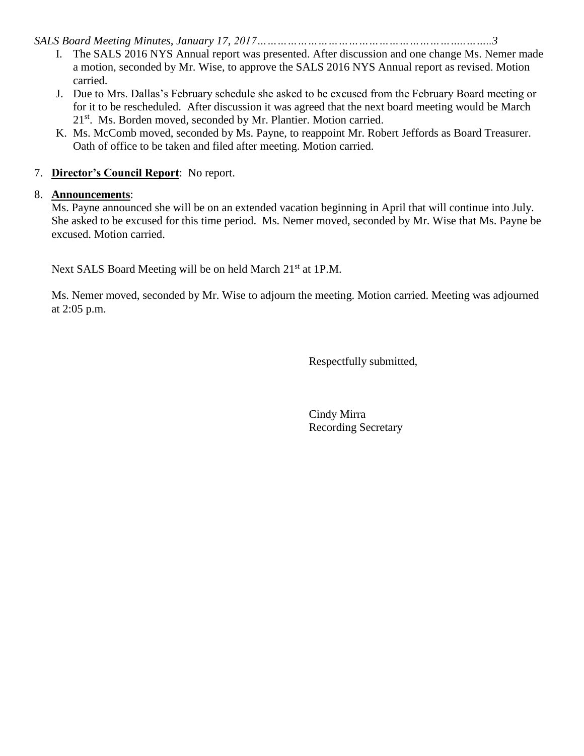I. The SALS 2016 NYS Annual report was presented. After discussion and one change Ms. Nemer made a motion, seconded by Mr. Wise, to approve the SALS 2016 NYS Annual report as revised. Motion carried.

J. Due to Mrs. Dallas's February schedule she asked to be excused from the February Board meeting or for it to be rescheduled. After discussion it was agreed that the next board meeting would be March 21st. Ms. Borden moved, seconded by Mr. Plantier. Motion carried.

K. Ms. McComb moved, seconded by Ms. Payne, to reappoint Mr. Robert Jeffords as Board Treasurer. Oath of office to be taken and filed after meeting. Motion carried.

7. **Director's Council Report**: No report.

8. **Announcements**:

Ms. Payne announced she will be on an extended vacation beginning in April that will continue into July. She asked to be excused for this time period. Ms. Nemer moved, seconded by Mr. Wise that Ms. Payne be excused. Motion carried.

Next SALS Board Meeting will be on held March 21st at 1P.M.

Ms. Nemer moved, seconded by Mr. Wise to adjourn the meeting. Motion carried. Meeting was adjourned at 2:05 p.m.

Respectfully submitted,

Cindy Mirra
Recording Secretary